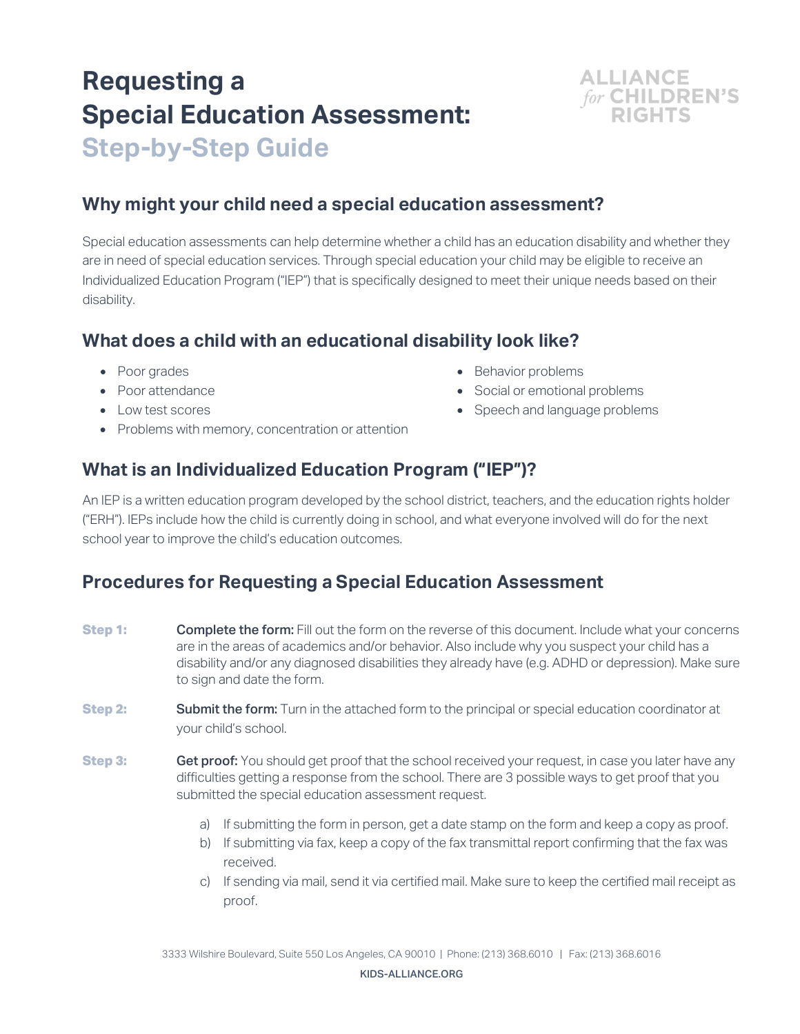# Requesting a Special Education Assessment: Step-by-Step Guide

ALLIANCE *for* CHILDREN'S RIGHTS

## Why might your child need a special education assessment?

Special education assessments can help determine whether a child has an education disability and whether they are in need of special education services. Through special education your child may be eligible to receive an Individualized Education Program ("IEP") that is specifically designed to meet their unique needs based on their disability.

## What does a child with an educational disability look like?

- Poor grades
- Poor attendance
- Low test scores
- Problems with memory, concentration or attention
- Behavior problems
- Social or emotional problems
- Speech and language problems

## What is an Individualized Education Program ("IEP")?

An IEP is a written education program developed by the school district, teachers, and the education rights holder ("ERH"). IEPs include how the child is currently doing in school, and what everyone involved will do for the next school year to improve the child's education outcomes.

## Procedures for Requesting a Special Education Assessment

**Step 1:** **Complete the form:** Fill out the form on the reverse of this document. Include what your concerns are in the areas of academics and/or behavior. Also include why you suspect your child has a disability and/or any diagnosed disabilities they already have (e.g. ADHD or depression). Make sure to sign and date the form.

**Step 2:** **Submit the form:** Turn in the attached form to the principal or special education coordinator at your child's school.

**Step 3:** **Get proof:** You should get proof that the school received your request, in case you later have any difficulties getting a response from the school. There are 3 possible ways to get proof that you submitted the special education assessment request.

a) If submitting the form in person, get a date stamp on the form and keep a copy as proof.
b) If submitting via fax, keep a copy of the fax transmittal report confirming that the fax was received.
c) If sending via mail, send it via certified mail. Make sure to keep the certified mail receipt as proof.

3333 Wilshire Boulevard, Suite 550 Los Angeles, CA 90010 | Phone: (213) 368.6010 | Fax: (213) 368.6016

KIDS-ALLIANCE.ORG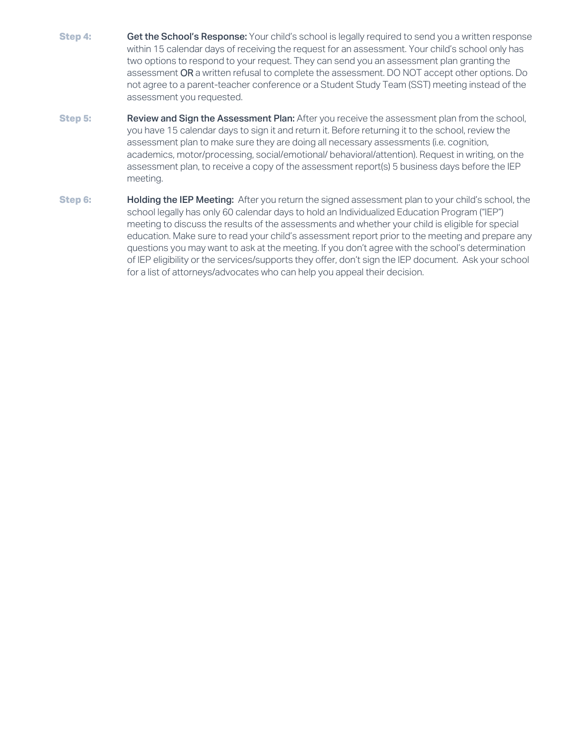**Step 4:** **Get the School's Response:** Your child's school is legally required to send you a written response within 15 calendar days of receiving the request for an assessment. Your child's school only has two options to respond to your request. They can send you an assessment plan granting the assessment **OR** a written refusal to complete the assessment. DO NOT accept other options. Do not agree to a parent-teacher conference or a Student Study Team (SST) meeting instead of the assessment you requested.

**Step 5:** **Review and Sign the Assessment Plan:** After you receive the assessment plan from the school, you have 15 calendar days to sign it and return it. Before returning it to the school, review the assessment plan to make sure they are doing all necessary assessments (i.e. cognition, academics, motor/processing, social/emotional/ behavioral/attention). Request in writing, on the assessment plan, to receive a copy of the assessment report(s) 5 business days before the IEP meeting.

**Step 6:** **Holding the IEP Meeting:** After you return the signed assessment plan to your child's school, the school legally has only 60 calendar days to hold an Individualized Education Program ("IEP") meeting to discuss the results of the assessments and whether your child is eligible for special education. Make sure to read your child's assessment report prior to the meeting and prepare any questions you may want to ask at the meeting. If you don't agree with the school's determination of IEP eligibility or the services/supports they offer, don't sign the IEP document. Ask your school for a list of attorneys/advocates who can help you appeal their decision.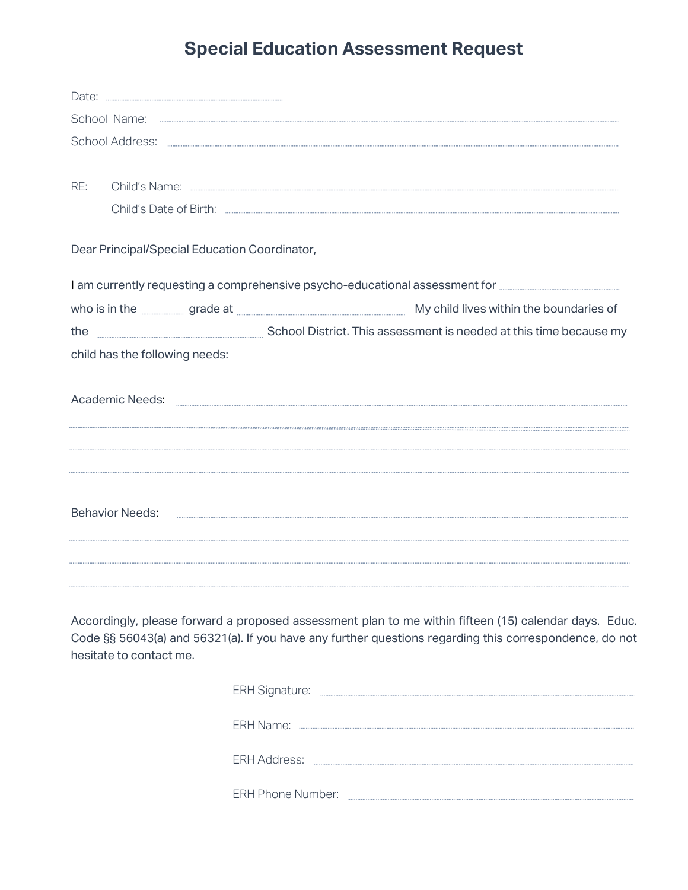# Special Education Assessment Request

Date: ______________________

School Name: ______________________

School Address: ______________________

RE: Child's Name: ______________________

Child's Date of Birth: ______________________

Dear Principal/Special Education Coordinator,

I am currently requesting a comprehensive psycho-educational assessment for ______________ who is in the ______ grade at ______________________ My child lives within the boundaries of the ______________________ School District. This assessment is needed at this time because my child has the following needs:

Academic Needs: ______________________

______________________

______________________

______________________

Behavior Needs: ______________________

______________________

______________________

______________________

Accordingly, please forward a proposed assessment plan to me within fifteen (15) calendar days. Educ. Code §§ 56043(a) and 56321(a). If you have any further questions regarding this correspondence, do not hesitate to contact me.

ERH Signature: ______________________

ERH Name: ______________________

ERH Address: ______________________

ERH Phone Number: ______________________